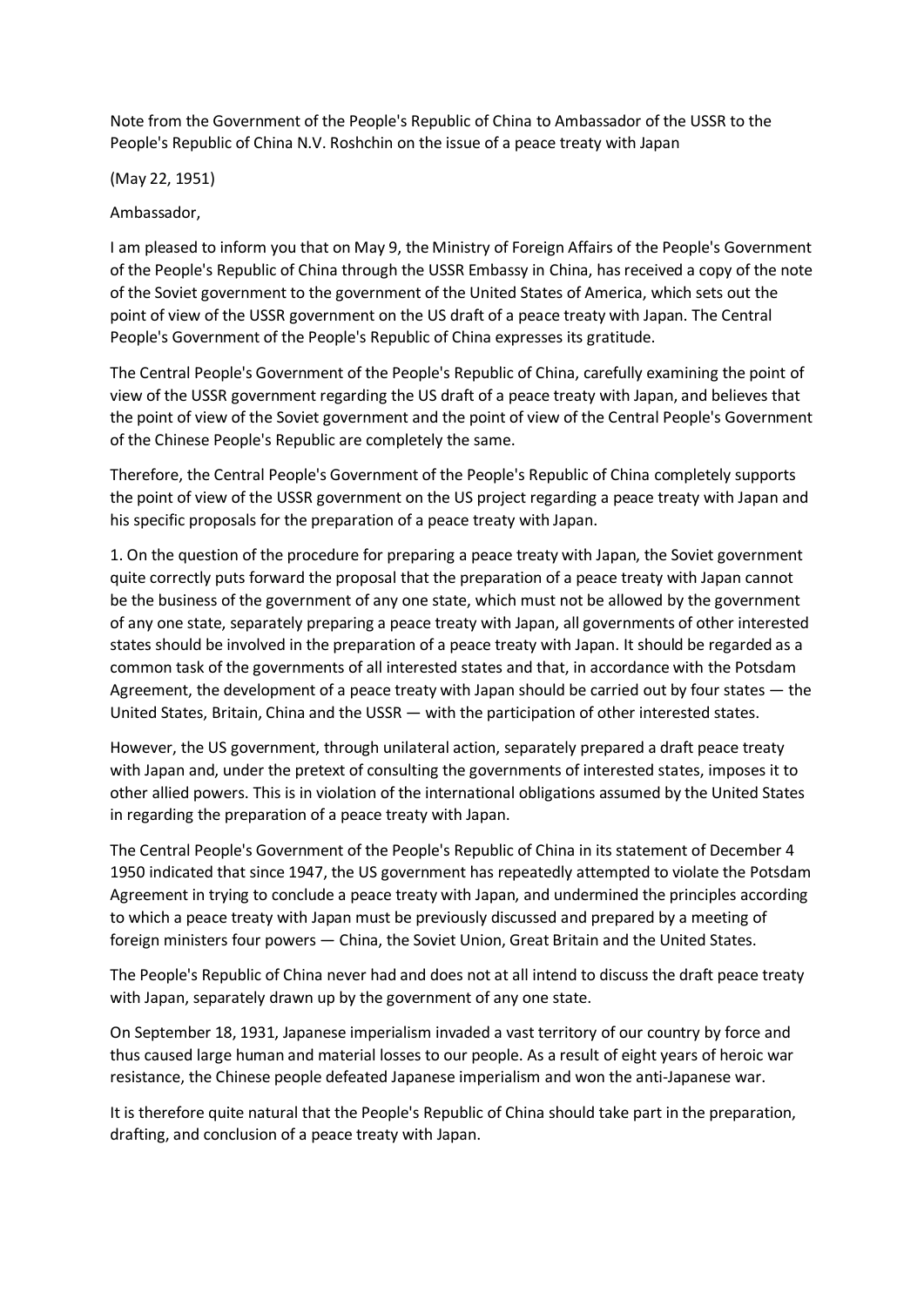Note from the Government of the People's Republic of China to Ambassador of the USSR to the People's Republic of China N.V. Roshchin on the issue of a peace treaty with Japan

(May 22, 1951)

Ambassador,

I am pleased to inform you that on May 9, the Ministry of Foreign Affairs of the People's Government of the People's Republic of China through the USSR Embassy in China, has received a copy of the note of the Soviet government to the government of the United States of America, which sets out the point of view of the USSR government on the US draft of a peace treaty with Japan. The Central People's Government of the People's Republic of China expresses its gratitude.

The Central People's Government of the People's Republic of China, carefully examining the point of view of the USSR government regarding the US draft of a peace treaty with Japan, and believes that the point of view of the Soviet government and the point of view of the Central People's Government of the Chinese People's Republic are completely the same.

Therefore, the Central People's Government of the People's Republic of China completely supports the point of view of the USSR government on the US project regarding a peace treaty with Japan and his specific proposals for the preparation of a peace treaty with Japan.

1. On the question of the procedure for preparing a peace treaty with Japan, the Soviet government quite correctly puts forward the proposal that the preparation of a peace treaty with Japan cannot be the business of the government of any one state, which must not be allowed by the government of any one state, separately preparing a peace treaty with Japan, all governments of other interested states should be involved in the preparation of a peace treaty with Japan. It should be regarded as a common task of the governments of all interested states and that, in accordance with the Potsdam Agreement, the development of a peace treaty with Japan should be carried out by four states — the United States, Britain, China and the USSR — with the participation of other interested states.

However, the US government, through unilateral action, separately prepared a draft peace treaty with Japan and, under the pretext of consulting the governments of interested states, imposes it to other allied powers. This is in violation of the international obligations assumed by the United States in regarding the preparation of a peace treaty with Japan.

The Central People's Government of the People's Republic of China in its statement of December 4 1950 indicated that since 1947, the US government has repeatedly attempted to violate the Potsdam Agreement in trying to conclude a peace treaty with Japan, and undermined the principles according to which a peace treaty with Japan must be previously discussed and prepared by a meeting of foreign ministers four powers — China, the Soviet Union, Great Britain and the United States.

The People's Republic of China never had and does not at all intend to discuss the draft peace treaty with Japan, separately drawn up by the government of any one state.

On September 18, 1931, Japanese imperialism invaded a vast territory of our country by force and thus caused large human and material losses to our people. As a result of eight years of heroic war resistance, the Chinese people defeated Japanese imperialism and won the anti-Japanese war.

It is therefore quite natural that the People's Republic of China should take part in the preparation, drafting, and conclusion of a peace treaty with Japan.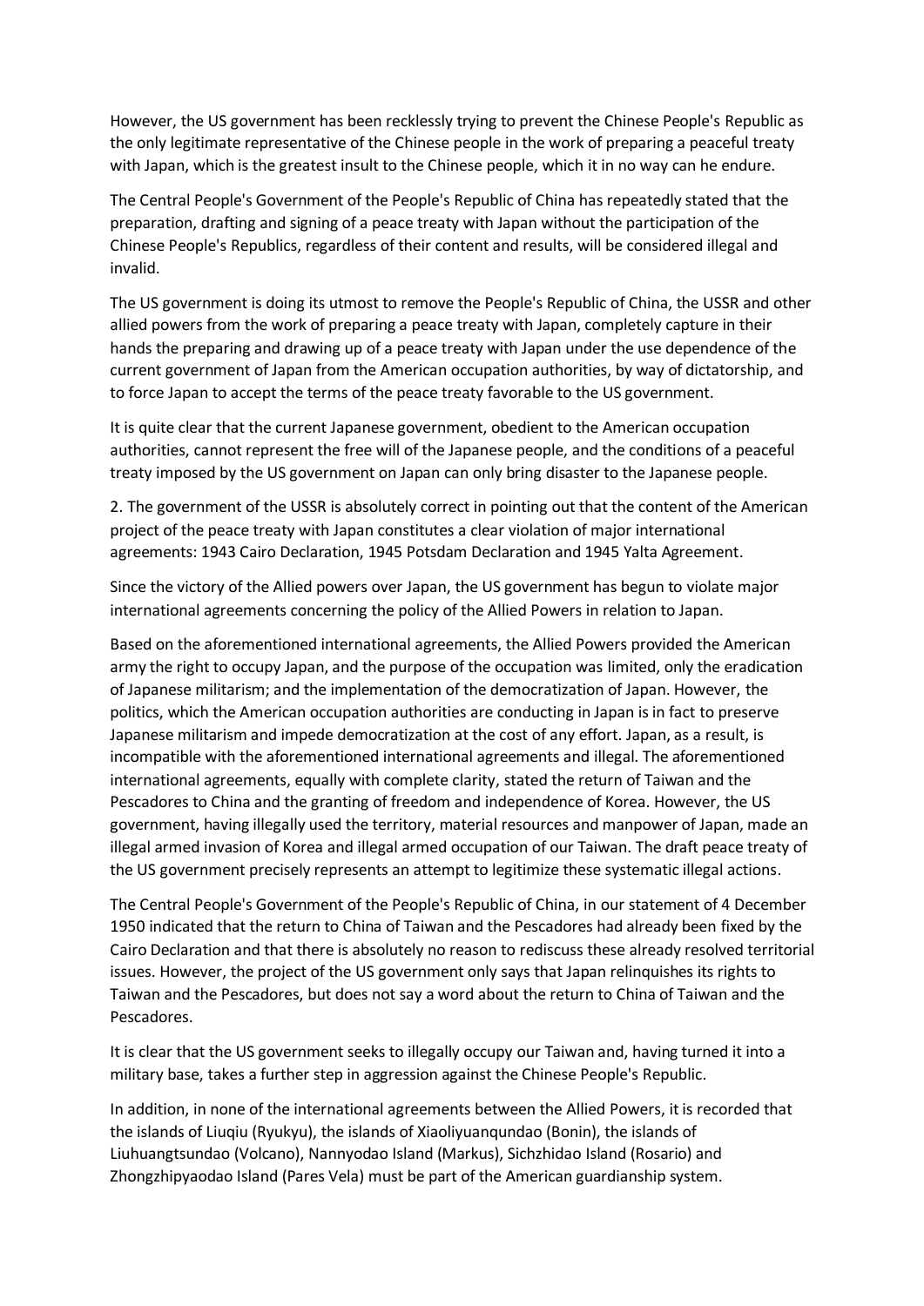However, the US government has been recklessly trying to prevent the Chinese People's Republic as the only legitimate representative of the Chinese people in the work of preparing a peaceful treaty with Japan, which is the greatest insult to the Chinese people, which it in no way can he endure.

The Central People's Government of the People's Republic of China has repeatedly stated that the preparation, drafting and signing of a peace treaty with Japan without the participation of the Chinese People's Republics, regardless of their content and results, will be considered illegal and invalid.

The US government is doing its utmost to remove the People's Republic of China, the USSR and other allied powers from the work of preparing a peace treaty with Japan, completely capture in their hands the preparing and drawing up of a peace treaty with Japan under the use dependence of the current government of Japan from the American occupation authorities, by way of dictatorship, and to force Japan to accept the terms of the peace treaty favorable to the US government.

It is quite clear that the current Japanese government, obedient to the American occupation authorities, cannot represent the free will of the Japanese people, and the conditions of a peaceful treaty imposed by the US government on Japan can only bring disaster to the Japanese people.

2. The government of the USSR is absolutely correct in pointing out that the content of the American project of the peace treaty with Japan constitutes a clear violation of major international agreements: 1943 Cairo Declaration, 1945 Potsdam Declaration and 1945 Yalta Agreement.

Since the victory of the Allied powers over Japan, the US government has begun to violate major international agreements concerning the policy of the Allied Powers in relation to Japan.

Based on the aforementioned international agreements, the Allied Powers provided the American army the right to occupy Japan, and the purpose of the occupation was limited, only the eradication of Japanese militarism; and the implementation of the democratization of Japan. However, the politics, which the American occupation authorities are conducting in Japan is in fact to preserve Japanese militarism and impede democratization at the cost of any effort. Japan, as a result, is incompatible with the aforementioned international agreements and illegal. The aforementioned international agreements, equally with complete clarity, stated the return of Taiwan and the Pescadores to China and the granting of freedom and independence of Korea. However, the US government, having illegally used the territory, material resources and manpower of Japan, made an illegal armed invasion of Korea and illegal armed occupation of our Taiwan. The draft peace treaty of the US government precisely represents an attempt to legitimize these systematic illegal actions.

The Central People's Government of the People's Republic of China, in our statement of 4 December 1950 indicated that the return to China of Taiwan and the Pescadores had already been fixed by the Cairo Declaration and that there is absolutely no reason to rediscuss these already resolved territorial issues. However, the project of the US government only says that Japan relinquishes its rights to Taiwan and the Pescadores, but does not say a word about the return to China of Taiwan and the Pescadores.

It is clear that the US government seeks to illegally occupy our Taiwan and, having turned it into a military base, takes a further step in aggression against the Chinese People's Republic.

In addition, in none of the international agreements between the Allied Powers, it is recorded that the islands of Liuqiu (Ryukyu), the islands of Xiaoliyuanqundao (Bonin), the islands of Liuhuangtsundao (Volcano), Nannyodao Island (Markus), Sichzhidao Island (Rosario) and Zhongzhipyaodao Island (Pares Vela) must be part of the American guardianship system.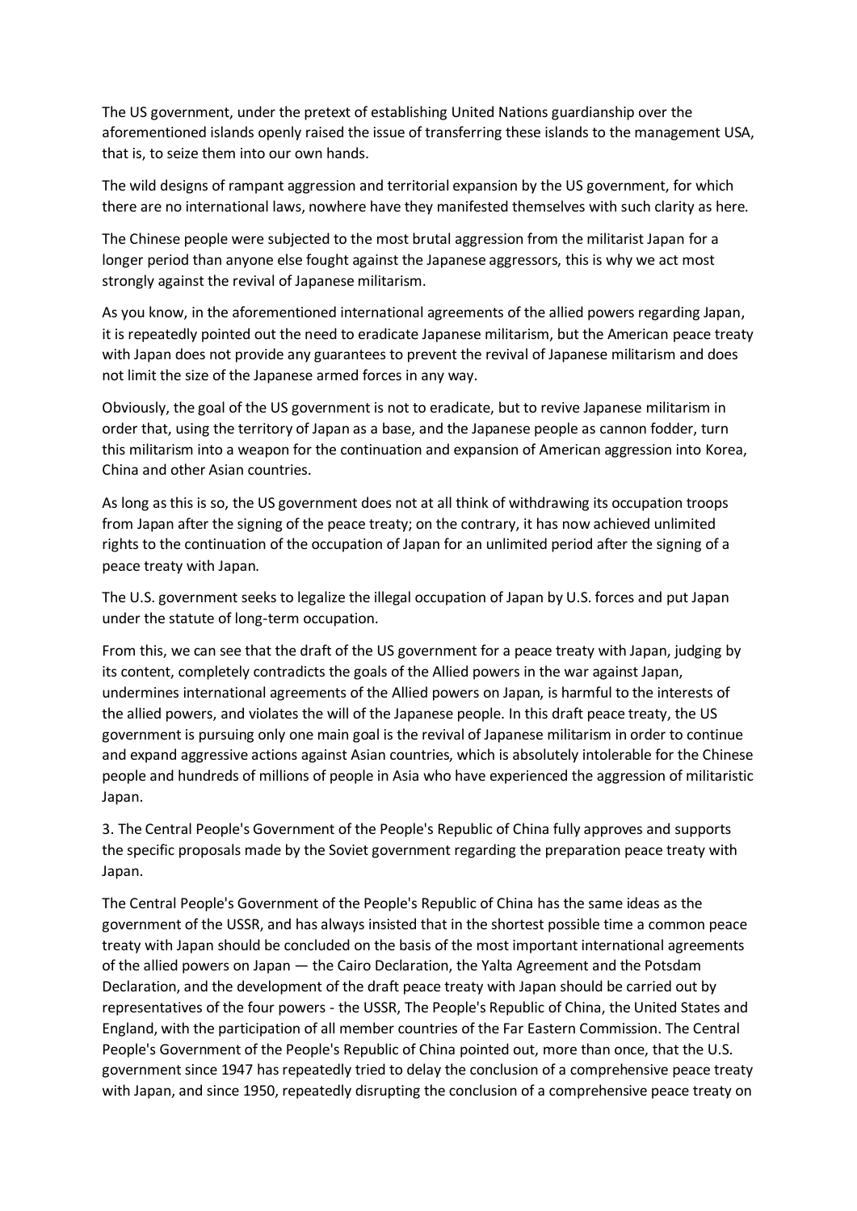The US government, under the pretext of establishing United Nations guardianship over the aforementioned islands openly raised the issue of transferring these islands to the management USA, that is, to seize them into our own hands.

The wild designs of rampant aggression and territorial expansion by the US government, for which there are no international laws, nowhere have they manifested themselves with such clarity as here.

The Chinese people were subjected to the most brutal aggression from the militarist Japan for a longer period than anyone else fought against the Japanese aggressors, this is why we act most strongly against the revival of Japanese militarism.

As you know, in the aforementioned international agreements of the allied powers regarding Japan, it is repeatedly pointed out the need to eradicate Japanese militarism, but the American peace treaty with Japan does not provide any guarantees to prevent the revival of Japanese militarism and does not limit the size of the Japanese armed forces in any way.

Obviously, the goal of the US government is not to eradicate, but to revive Japanese militarism in order that, using the territory of Japan as a base, and the Japanese people as cannon fodder, turn this militarism into a weapon for the continuation and expansion of American aggression into Korea, China and other Asian countries.

As long as this is so, the US government does not at all think of withdrawing its occupation troops from Japan after the signing of the peace treaty; on the contrary, it has now achieved unlimited rights to the continuation of the occupation of Japan for an unlimited period after the signing of a peace treaty with Japan.

The U.S. government seeks to legalize the illegal occupation of Japan by U.S. forces and put Japan under the statute of long-term occupation.

From this, we can see that the draft of the US government for a peace treaty with Japan, judging by its content, completely contradicts the goals of the Allied powers in the war against Japan, undermines international agreements of the Allied powers on Japan, is harmful to the interests of the allied powers, and violates the will of the Japanese people. In this draft peace treaty, the US government is pursuing only one main goal is the revival of Japanese militarism in order to continue and expand aggressive actions against Asian countries, which is absolutely intolerable for the Chinese people and hundreds of millions of people in Asia who have experienced the aggression of militaristic Japan.

3. The Central People's Government of the People's Republic of China fully approves and supports the specific proposals made by the Soviet government regarding the preparation peace treaty with Japan.

The Central People's Government of the People's Republic of China has the same ideas as the government of the USSR, and has always insisted that in the shortest possible time a common peace treaty with Japan should be concluded on the basis of the most important international agreements of the allied powers on Japan — the Cairo Declaration, the Yalta Agreement and the Potsdam Declaration, and the development of the draft peace treaty with Japan should be carried out by representatives of the four powers - the USSR, The People's Republic of China, the United States and England, with the participation of all member countries of the Far Eastern Commission. The Central People's Government of the People's Republic of China pointed out, more than once, that the U.S. government since 1947 has repeatedly tried to delay the conclusion of a comprehensive peace treaty with Japan, and since 1950, repeatedly disrupting the conclusion of a comprehensive peace treaty on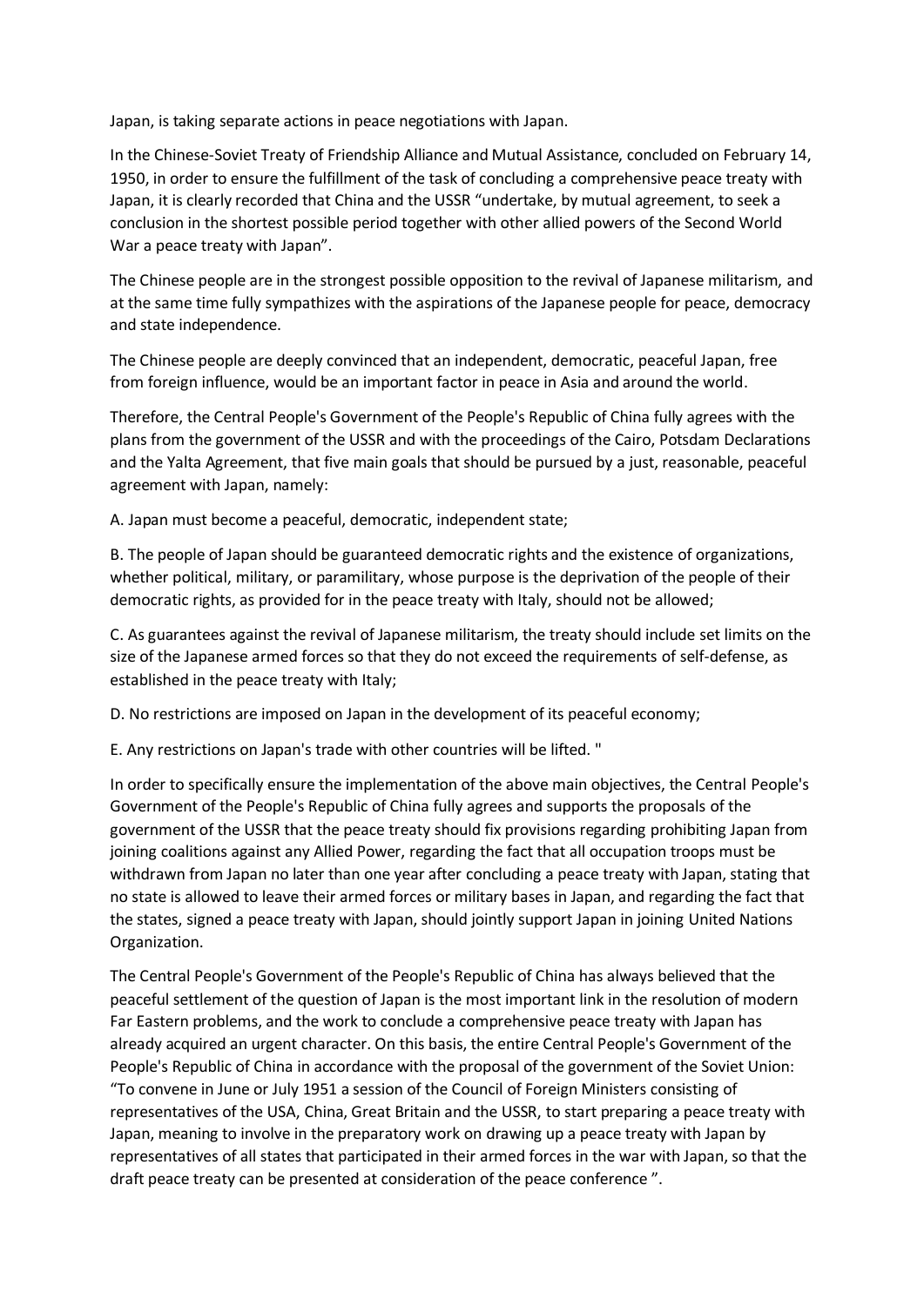Japan, is taking separate actions in peace negotiations with Japan.

In the Chinese-Soviet Treaty of Friendship Alliance and Mutual Assistance, concluded on February 14, 1950, in order to ensure the fulfillment of the task of concluding a comprehensive peace treaty with Japan, it is clearly recorded that China and the USSR "undertake, by mutual agreement, to seek a conclusion in the shortest possible period together with other allied powers of the Second World War a peace treaty with Japan".

The Chinese people are in the strongest possible opposition to the revival of Japanese militarism, and at the same time fully sympathizes with the aspirations of the Japanese people for peace, democracy and state independence.

The Chinese people are deeply convinced that an independent, democratic, peaceful Japan, free from foreign influence, would be an important factor in peace in Asia and around the world.

Therefore, the Central People's Government of the People's Republic of China fully agrees with the plans from the government of the USSR and with the proceedings of the Cairo, Potsdam Declarations and the Yalta Agreement, that five main goals that should be pursued by a just, reasonable, peaceful agreement with Japan, namely:

A. Japan must become a peaceful, democratic, independent state;

B. The people of Japan should be guaranteed democratic rights and the existence of organizations, whether political, military, or paramilitary, whose purpose is the deprivation of the people of their democratic rights, as provided for in the peace treaty with Italy, should not be allowed;

C. As guarantees against the revival of Japanese militarism, the treaty should include set limits on the size of the Japanese armed forces so that they do not exceed the requirements of self-defense, as established in the peace treaty with Italy;

D. No restrictions are imposed on Japan in the development of its peaceful economy;

E. Any restrictions on Japan's trade with other countries will be lifted. "

In order to specifically ensure the implementation of the above main objectives, the Central People's Government of the People's Republic of China fully agrees and supports the proposals of the government of the USSR that the peace treaty should fix provisions regarding prohibiting Japan from joining coalitions against any Allied Power, regarding the fact that all occupation troops must be withdrawn from Japan no later than one year after concluding a peace treaty with Japan, stating that no state is allowed to leave their armed forces or military bases in Japan, and regarding the fact that the states, signed a peace treaty with Japan, should jointly support Japan in joining United Nations Organization.

The Central People's Government of the People's Republic of China has always believed that the peaceful settlement of the question of Japan is the most important link in the resolution of modern Far Eastern problems, and the work to conclude a comprehensive peace treaty with Japan has already acquired an urgent character. On this basis, the entire Central People's Government of the People's Republic of China in accordance with the proposal of the government of the Soviet Union: "To convene in June or July 1951 a session of the Council of Foreign Ministers consisting of representatives of the USA, China, Great Britain and the USSR, to start preparing a peace treaty with Japan, meaning to involve in the preparatory work on drawing up a peace treaty with Japan by representatives of all states that participated in their armed forces in the war with Japan, so that the draft peace treaty can be presented at consideration of the peace conference ".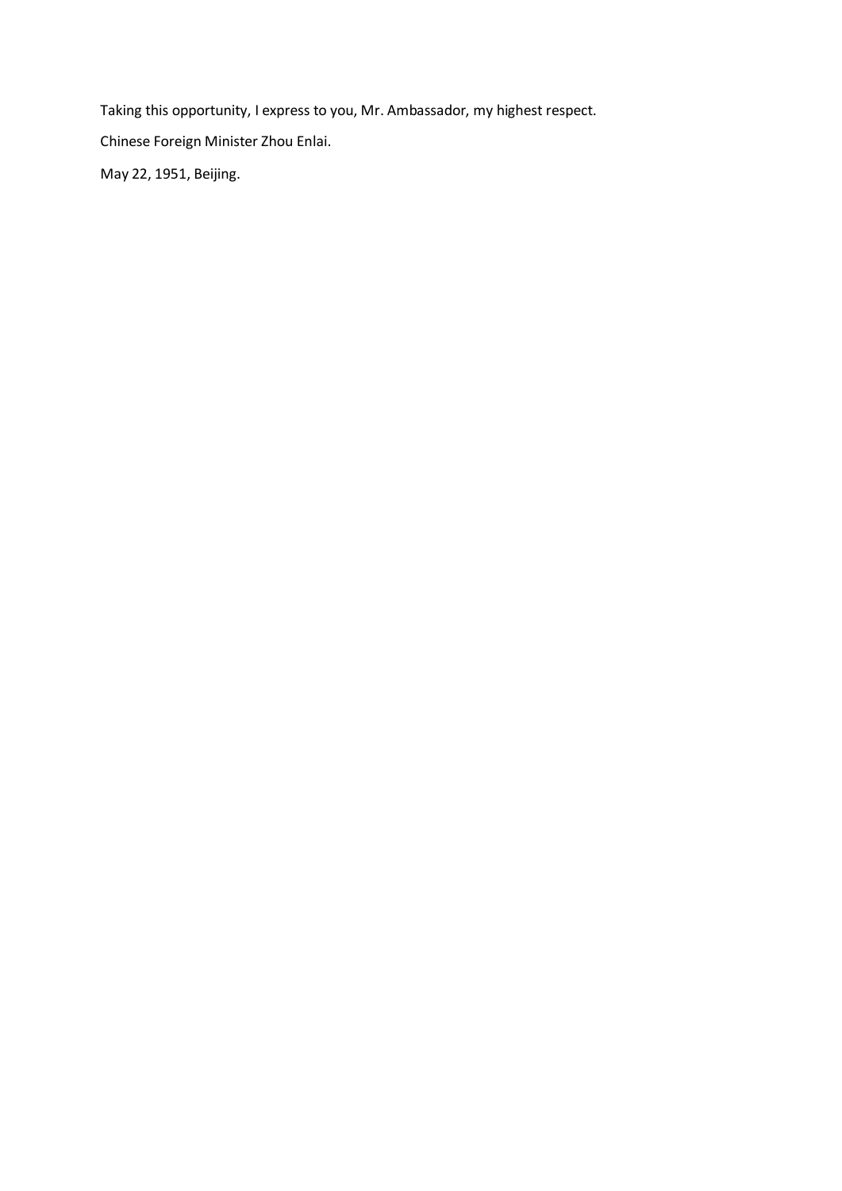Taking this opportunity, I express to you, Mr. Ambassador, my highest respect.

Chinese Foreign Minister Zhou Enlai.

May 22, 1951, Beijing.